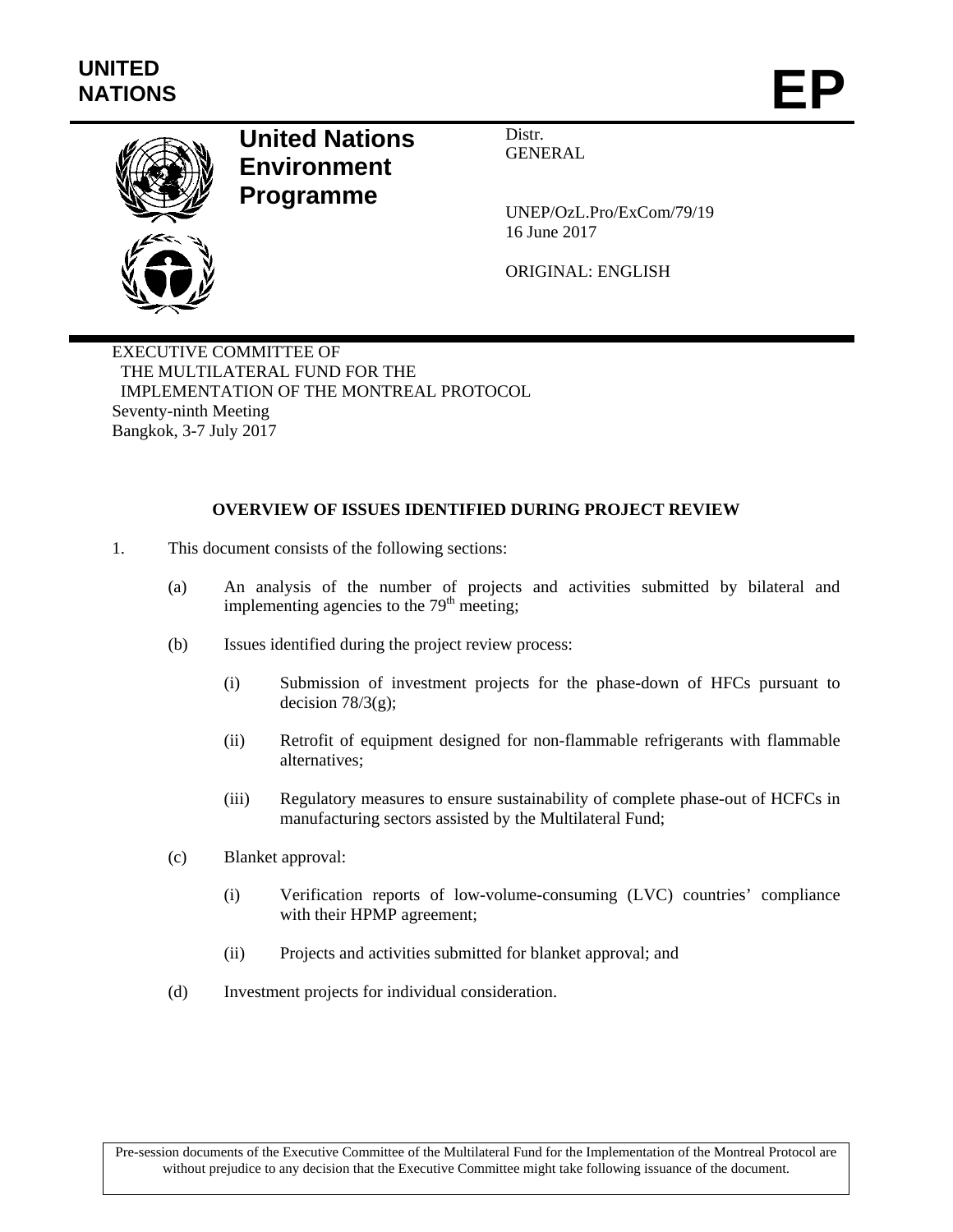# UNITED NATIONS

# EP

## United Nations Environment Programme

Distr.
GENERAL

UNEP/OzL.Pro/ExCom/79/19
16 June 2017

ORIGINAL: ENGLISH

EXECUTIVE COMMITTEE OF
THE MULTILATERAL FUND FOR THE
IMPLEMENTATION OF THE MONTREAL PROTOCOL
Seventy-ninth Meeting
Bangkok, 3-7 July 2017

### OVERVIEW OF ISSUES IDENTIFIED DURING PROJECT REVIEW

1. This document consists of the following sections:

   (a) An analysis of the number of projects and activities submitted by bilateral and implementing agencies to the 79th meeting;

   (b) Issues identified during the project review process:

      (i) Submission of investment projects for the phase-down of HFCs pursuant to decision 78/3(g);

      (ii) Retrofit of equipment designed for non-flammable refrigerants with flammable alternatives;

      (iii) Regulatory measures to ensure sustainability of complete phase-out of HCFCs in manufacturing sectors assisted by the Multilateral Fund;

   (c) Blanket approval:

      (i) Verification reports of low-volume-consuming (LVC) countries' compliance with their HPMP agreement;

      (ii) Projects and activities submitted for blanket approval; and

   (d) Investment projects for individual consideration.

Pre-session documents of the Executive Committee of the Multilateral Fund for the Implementation of the Montreal Protocol are without prejudice to any decision that the Executive Committee might take following issuance of the document.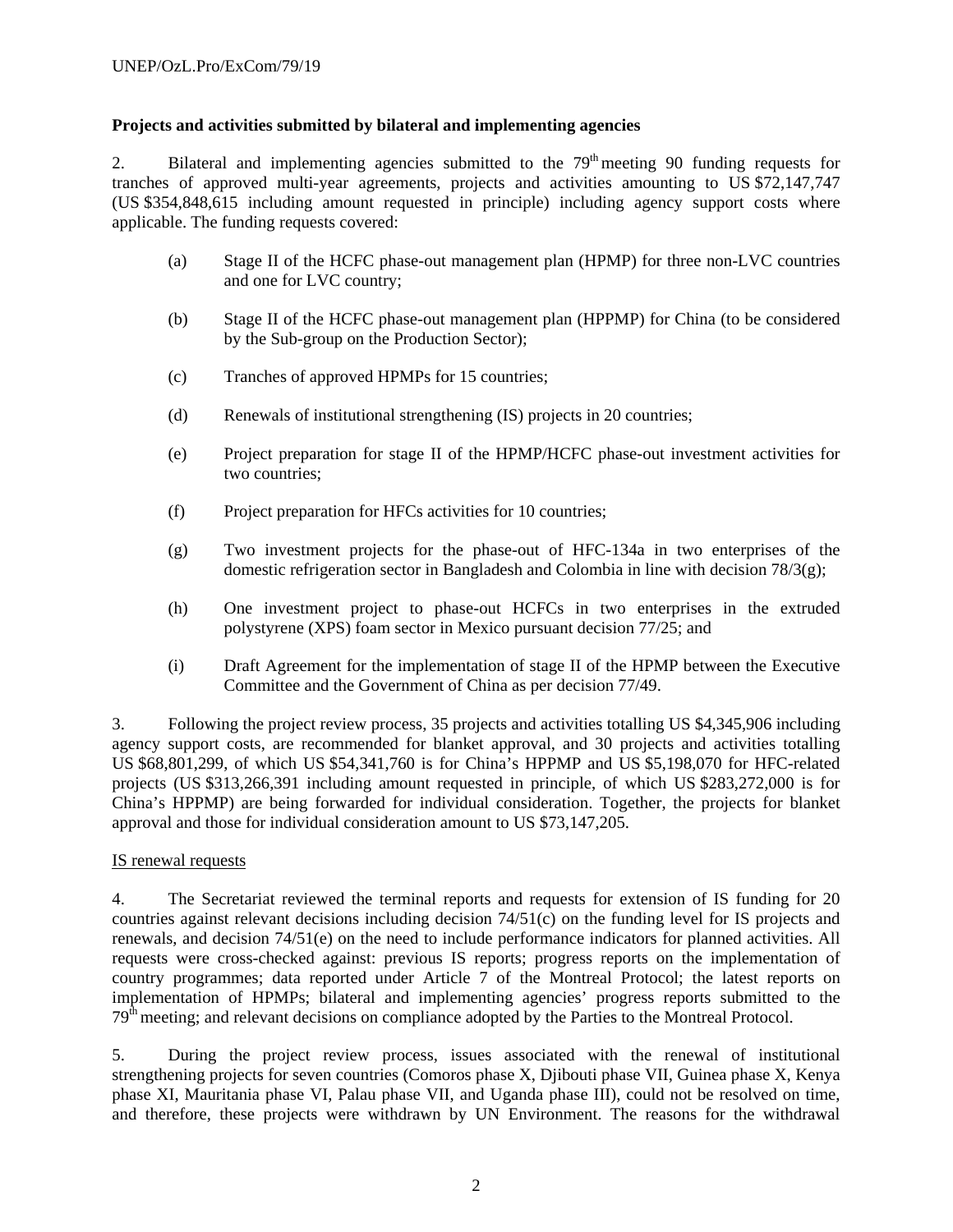**Projects and activities submitted by bilateral and implementing agencies**

2. Bilateral and implementing agencies submitted to the 79th meeting 90 funding requests for tranches of approved multi-year agreements, projects and activities amounting to US $72,147,747 (US $354,848,615 including amount requested in principle) including agency support costs where applicable. The funding requests covered:

(a) Stage II of the HCFC phase-out management plan (HPMP) for three non-LVC countries and one for LVC country;

(b) Stage II of the HCFC phase-out management plan (HPPMP) for China (to be considered by the Sub-group on the Production Sector);

(c) Tranches of approved HPMPs for 15 countries;

(d) Renewals of institutional strengthening (IS) projects in 20 countries;

(e) Project preparation for stage II of the HPMP/HCFC phase-out investment activities for two countries;

(f) Project preparation for HFCs activities for 10 countries;

(g) Two investment projects for the phase-out of HFC-134a in two enterprises of the domestic refrigeration sector in Bangladesh and Colombia in line with decision 78/3(g);

(h) One investment project to phase-out HCFCs in two enterprises in the extruded polystyrene (XPS) foam sector in Mexico pursuant decision 77/25; and

(i) Draft Agreement for the implementation of stage II of the HPMP between the Executive Committee and the Government of China as per decision 77/49.

3. Following the project review process, 35 projects and activities totalling US $4,345,906 including agency support costs, are recommended for blanket approval, and 30 projects and activities totalling US $68,801,299, of which US $54,341,760 is for China's HPPMP and US $5,198,070 for HFC-related projects (US $313,266,391 including amount requested in principle, of which US $283,272,000 is for China's HPPMP) are being forwarded for individual consideration. Together, the projects for blanket approval and those for individual consideration amount to US $73,147,205.

IS renewal requests

4. The Secretariat reviewed the terminal reports and requests for extension of IS funding for 20 countries against relevant decisions including decision 74/51(c) on the funding level for IS projects and renewals, and decision 74/51(e) on the need to include performance indicators for planned activities. All requests were cross-checked against: previous IS reports; progress reports on the implementation of country programmes; data reported under Article 7 of the Montreal Protocol; the latest reports on implementation of HPMPs; bilateral and implementing agencies' progress reports submitted to the 79th meeting; and relevant decisions on compliance adopted by the Parties to the Montreal Protocol.

5. During the project review process, issues associated with the renewal of institutional strengthening projects for seven countries (Comoros phase X, Djibouti phase VII, Guinea phase X, Kenya phase XI, Mauritania phase VI, Palau phase VII, and Uganda phase III), could not be resolved on time, and therefore, these projects were withdrawn by UN Environment. The reasons for the withdrawal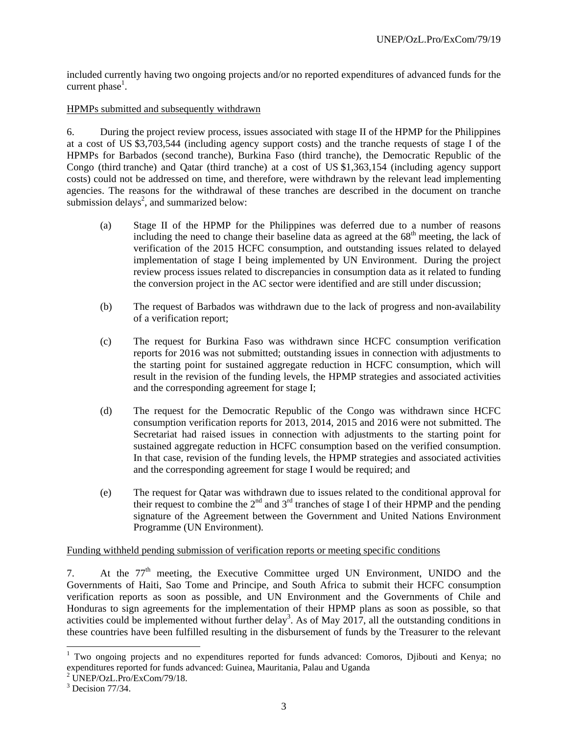included currently having two ongoing projects and/or no reported expenditures of advanced funds for the current phase[1].

HPMPs submitted and subsequently withdrawn

6. During the project review process, issues associated with stage II of the HPMP for the Philippines at a cost of US $3,703,544 (including agency support costs) and the tranche requests of stage I of the HPMPs for Barbados (second tranche), Burkina Faso (third tranche), the Democratic Republic of the Congo (third tranche) and Qatar (third tranche) at a cost of US $1,363,154 (including agency support costs) could not be addressed on time, and therefore, were withdrawn by the relevant lead implementing agencies. The reasons for the withdrawal of these tranches are described in the document on tranche submission delays[2], and summarized below:

(a) Stage II of the HPMP for the Philippines was deferred due to a number of reasons including the need to change their baseline data as agreed at the 68th meeting, the lack of verification of the 2015 HCFC consumption, and outstanding issues related to delayed implementation of stage I being implemented by UN Environment. During the project review process issues related to discrepancies in consumption data as it related to funding the conversion project in the AC sector were identified and are still under discussion;

(b) The request of Barbados was withdrawn due to the lack of progress and non-availability of a verification report;

(c) The request for Burkina Faso was withdrawn since HCFC consumption verification reports for 2016 was not submitted; outstanding issues in connection with adjustments to the starting point for sustained aggregate reduction in HCFC consumption, which will result in the revision of the funding levels, the HPMP strategies and associated activities and the corresponding agreement for stage I;

(d) The request for the Democratic Republic of the Congo was withdrawn since HCFC consumption verification reports for 2013, 2014, 2015 and 2016 were not submitted. The Secretariat had raised issues in connection with adjustments to the starting point for sustained aggregate reduction in HCFC consumption based on the verified consumption. In that case, revision of the funding levels, the HPMP strategies and associated activities and the corresponding agreement for stage I would be required; and

(e) The request for Qatar was withdrawn due to issues related to the conditional approval for their request to combine the 2nd and 3rd tranches of stage I of their HPMP and the pending signature of the Agreement between the Government and United Nations Environment Programme (UN Environment).

Funding withheld pending submission of verification reports or meeting specific conditions

7. At the 77th meeting, the Executive Committee urged UN Environment, UNIDO and the Governments of Haiti, Sao Tome and Principe, and South Africa to submit their HCFC consumption verification reports as soon as possible, and UN Environment and the Governments of Chile and Honduras to sign agreements for the implementation of their HPMP plans as soon as possible, so that activities could be implemented without further delay[3]. As of May 2017, all the outstanding conditions in these countries have been fulfilled resulting in the disbursement of funds by the Treasurer to the relevant

[1] Two ongoing projects and no expenditures reported for funds advanced: Comoros, Djibouti and Kenya; no expenditures reported for funds advanced: Guinea, Mauritania, Palau and Uganda

[2] UNEP/OzL.Pro/ExCom/79/18.

[3] Decision 77/34.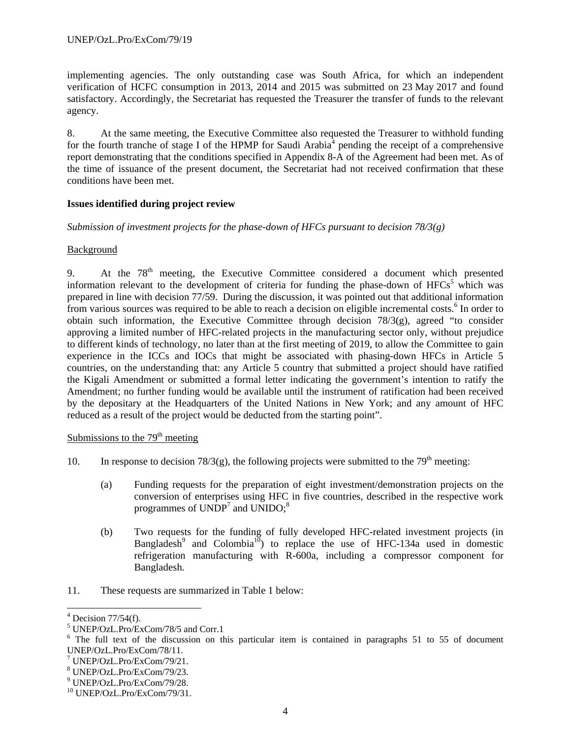implementing agencies. The only outstanding case was South Africa, for which an independent verification of HCFC consumption in 2013, 2014 and 2015 was submitted on 23 May 2017 and found satisfactory. Accordingly, the Secretariat has requested the Treasurer the transfer of funds to the relevant agency.

8. At the same meeting, the Executive Committee also requested the Treasurer to withhold funding for the fourth tranche of stage I of the HPMP for Saudi Arabia[4] pending the receipt of a comprehensive report demonstrating that the conditions specified in Appendix 8-A of the Agreement had been met. As of the time of issuance of the present document, the Secretariat had not received confirmation that these conditions have been met.

**Issues identified during project review**

*Submission of investment projects for the phase-down of HFCs pursuant to decision 78/3(g)*

Background

9. At the 78th meeting, the Executive Committee considered a document which presented information relevant to the development of criteria for funding the phase-down of HFCs[5] which was prepared in line with decision 77/59. During the discussion, it was pointed out that additional information from various sources was required to be able to reach a decision on eligible incremental costs.[6] In order to obtain such information, the Executive Committee through decision 78/3(g), agreed "to consider approving a limited number of HFC-related projects in the manufacturing sector only, without prejudice to different kinds of technology, no later than at the first meeting of 2019, to allow the Committee to gain experience in the ICCs and IOCs that might be associated with phasing-down HFCs in Article 5 countries, on the understanding that: any Article 5 country that submitted a project should have ratified the Kigali Amendment or submitted a formal letter indicating the government's intention to ratify the Amendment; no further funding would be available until the instrument of ratification had been received by the depositary at the Headquarters of the United Nations in New York; and any amount of HFC reduced as a result of the project would be deducted from the starting point".

Submissions to the 79th meeting

10. In response to decision 78/3(g), the following projects were submitted to the 79th meeting:

(a) Funding requests for the preparation of eight investment/demonstration projects on the conversion of enterprises using HFC in five countries, described in the respective work programmes of UNDP[7] and UNIDO;[8]

(b) Two requests for the funding of fully developed HFC-related investment projects (in Bangladesh[9] and Colombia[10]) to replace the use of HFC-134a used in domestic refrigeration manufacturing with R-600a, including a compressor component for Bangladesh.

11. These requests are summarized in Table 1 below:

[4] Decision 77/54(f).
[5] UNEP/OzL.Pro/ExCom/78/5 and Corr.1
[6] The full text of the discussion on this particular item is contained in paragraphs 51 to 55 of document UNEP/OzL.Pro/ExCom/78/11.
[7] UNEP/OzL.Pro/ExCom/79/21.
[8] UNEP/OzL.Pro/ExCom/79/23.
[9] UNEP/OzL.Pro/ExCom/79/28.
[10] UNEP/OzL.Pro/ExCom/79/31.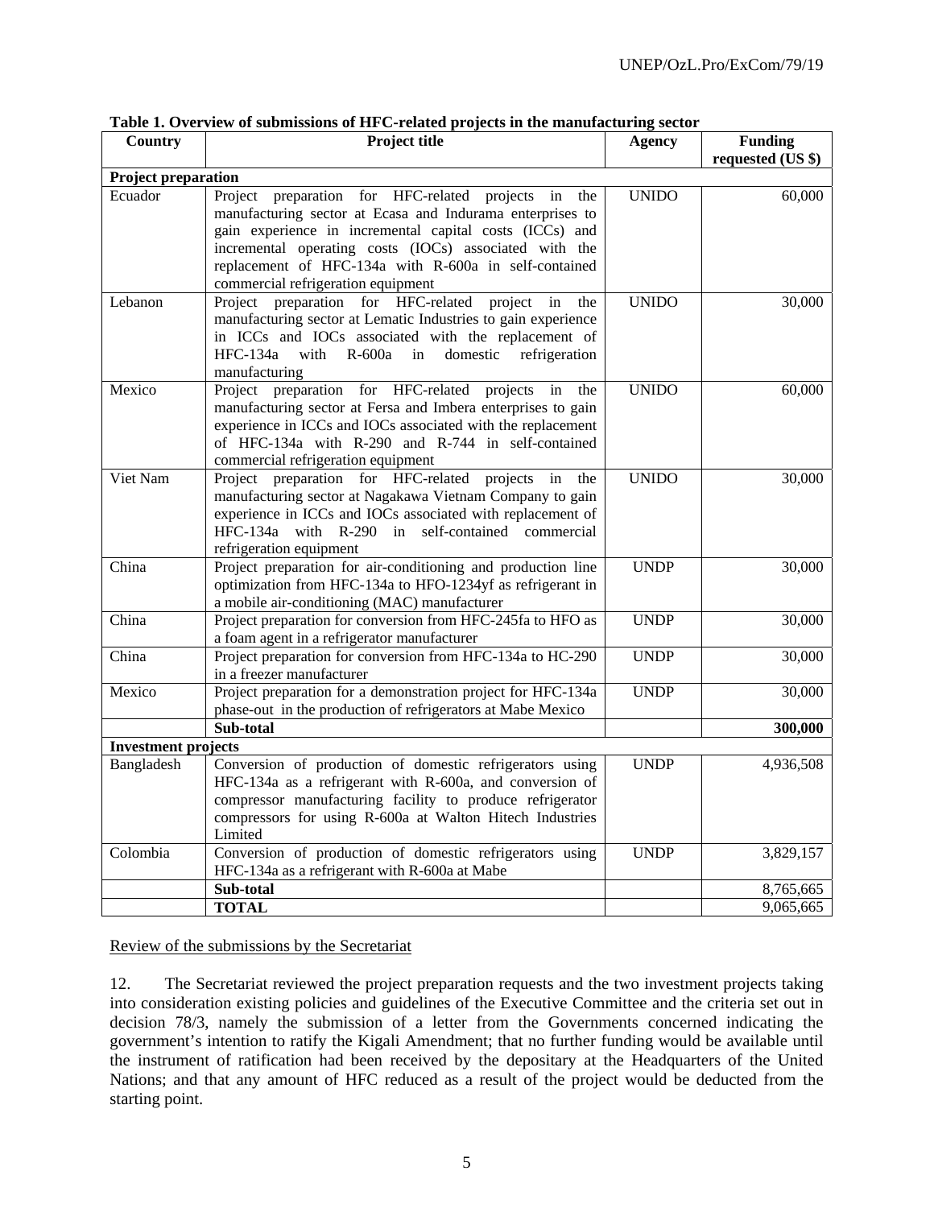**Table 1. Overview of submissions of HFC-related projects in the manufacturing sector**

| Country | Project title | Agency | Funding requested (US $) |
|---|---|---|---|
| **Project preparation** | | | |
| Ecuador | Project preparation for HFC-related projects in the manufacturing sector at Ecasa and Indurama enterprises to gain experience in incremental capital costs (ICCs) and incremental operating costs (IOCs) associated with the replacement of HFC-134a with R-600a in self-contained commercial refrigeration equipment | UNIDO | 60,000 |
| Lebanon | Project preparation for HFC-related project in the manufacturing sector at Lematic Industries to gain experience in ICCs and IOCs associated with the replacement of HFC-134a with R-600a in domestic refrigeration manufacturing | UNIDO | 30,000 |
| Mexico | Project preparation for HFC-related projects in the manufacturing sector at Fersa and Imbera enterprises to gain experience in ICCs and IOCs associated with the replacement of HFC-134a with R-290 and R-744 in self-contained commercial refrigeration equipment | UNIDO | 60,000 |
| Viet Nam | Project preparation for HFC-related projects in the manufacturing sector at Nagakawa Vietnam Company to gain experience in ICCs and IOCs associated with replacement of HFC-134a with R-290 in self-contained commercial refrigeration equipment | UNIDO | 30,000 |
| China | Project preparation for air-conditioning and production line optimization from HFC-134a to HFO-1234yf as refrigerant in a mobile air-conditioning (MAC) manufacturer | UNDP | 30,000 |
| China | Project preparation for conversion from HFC-245fa to HFO as a foam agent in a refrigerator manufacturer | UNDP | 30,000 |
| China | Project preparation for conversion from HFC-134a to HC-290 in a freezer manufacturer | UNDP | 30,000 |
| Mexico | Project preparation for a demonstration project for HFC-134a phase-out in the production of refrigerators at Mabe Mexico | UNDP | 30,000 |
| | **Sub-total** | | **300,000** |
| **Investment projects** | | | |
| Bangladesh | Conversion of production of domestic refrigerators using HFC-134a as a refrigerant with R-600a, and conversion of compressor manufacturing facility to produce refrigerator compressors for using R-600a at Walton Hitech Industries Limited | UNDP | 4,936,508 |
| Colombia | Conversion of production of domestic refrigerators using HFC-134a as a refrigerant with R-600a at Mabe | UNDP | 3,829,157 |
| | **Sub-total** | | 8,765,665 |
| | **TOTAL** | | 9,065,665 |

Review of the submissions by the Secretariat

12. The Secretariat reviewed the project preparation requests and the two investment projects taking into consideration existing policies and guidelines of the Executive Committee and the criteria set out in decision 78/3, namely the submission of a letter from the Governments concerned indicating the government's intention to ratify the Kigali Amendment; that no further funding would be available until the instrument of ratification had been received by the depositary at the Headquarters of the United Nations; and that any amount of HFC reduced as a result of the project would be deducted from the starting point.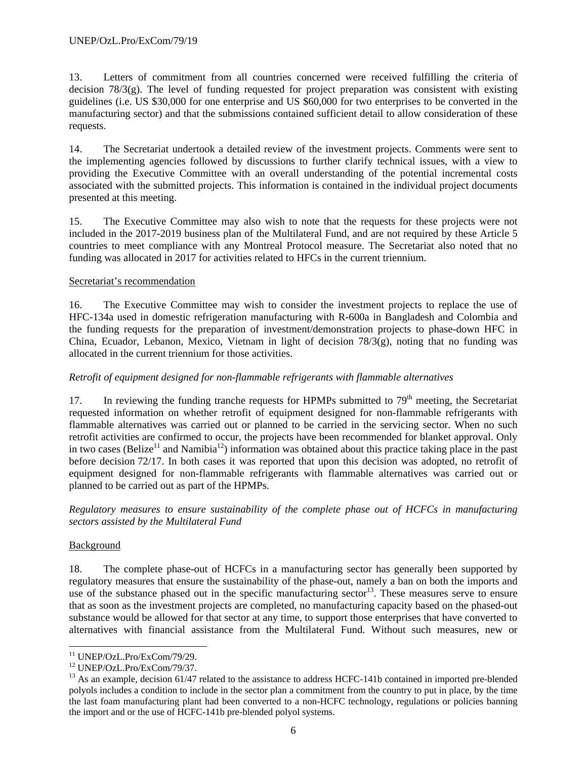13. Letters of commitment from all countries concerned were received fulfilling the criteria of decision 78/3(g). The level of funding requested for project preparation was consistent with existing guidelines (i.e. US $30,000 for one enterprise and US $60,000 for two enterprises to be converted in the manufacturing sector) and that the submissions contained sufficient detail to allow consideration of these requests.

14. The Secretariat undertook a detailed review of the investment projects. Comments were sent to the implementing agencies followed by discussions to further clarify technical issues, with a view to providing the Executive Committee with an overall understanding of the potential incremental costs associated with the submitted projects. This information is contained in the individual project documents presented at this meeting.

15. The Executive Committee may also wish to note that the requests for these projects were not included in the 2017-2019 business plan of the Multilateral Fund, and are not required by these Article 5 countries to meet compliance with any Montreal Protocol measure. The Secretariat also noted that no funding was allocated in 2017 for activities related to HFCs in the current triennium.

Secretariat's recommendation

16. The Executive Committee may wish to consider the investment projects to replace the use of HFC-134a used in domestic refrigeration manufacturing with R-600a in Bangladesh and Colombia and the funding requests for the preparation of investment/demonstration projects to phase-down HFC in China, Ecuador, Lebanon, Mexico, Vietnam in light of decision 78/3(g), noting that no funding was allocated in the current triennium for those activities.

*Retrofit of equipment designed for non-flammable refrigerants with flammable alternatives*

17. In reviewing the funding tranche requests for HPMPs submitted to 79th meeting, the Secretariat requested information on whether retrofit of equipment designed for non-flammable refrigerants with flammable alternatives was carried out or planned to be carried in the servicing sector. When no such retrofit activities are confirmed to occur, the projects have been recommended for blanket approval. Only in two cases (Belize[11] and Namibia[12]) information was obtained about this practice taking place in the past before decision 72/17. In both cases it was reported that upon this decision was adopted, no retrofit of equipment designed for non-flammable refrigerants with flammable alternatives was carried out or planned to be carried out as part of the HPMPs.

*Regulatory measures to ensure sustainability of the complete phase out of HCFCs in manufacturing sectors assisted by the Multilateral Fund*

Background

18. The complete phase-out of HCFCs in a manufacturing sector has generally been supported by regulatory measures that ensure the sustainability of the phase-out, namely a ban on both the imports and use of the substance phased out in the specific manufacturing sector[13]. These measures serve to ensure that as soon as the investment projects are completed, no manufacturing capacity based on the phased-out substance would be allowed for that sector at any time, to support those enterprises that have converted to alternatives with financial assistance from the Multilateral Fund. Without such measures, new or

[11] UNEP/OzL.Pro/ExCom/79/29.

[12] UNEP/OzL.Pro/ExCom/79/37.

[13] As an example, decision 61/47 related to the assistance to address HCFC-141b contained in imported pre-blended polyols includes a condition to include in the sector plan a commitment from the country to put in place, by the time the last foam manufacturing plant had been converted to a non-HCFC technology, regulations or policies banning the import and or the use of HCFC-141b pre-blended polyol systems.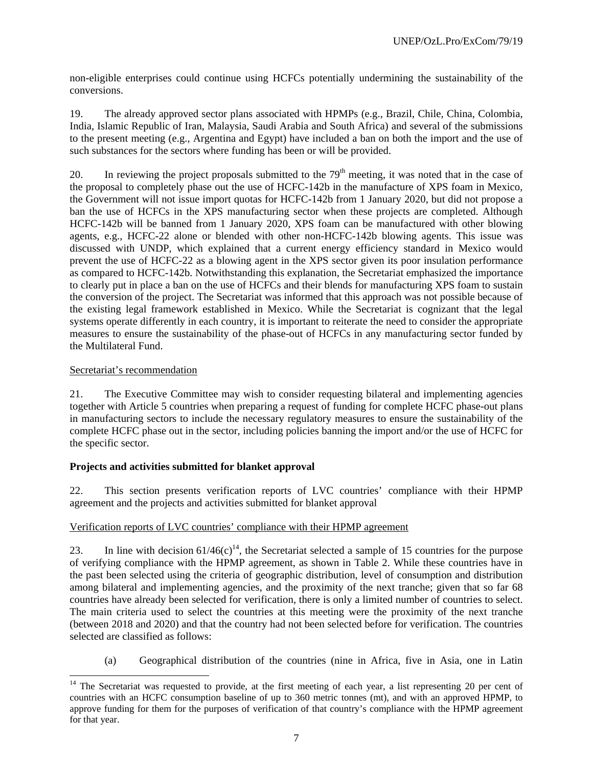non-eligible enterprises could continue using HCFCs potentially undermining the sustainability of the conversions.

19. The already approved sector plans associated with HPMPs (e.g., Brazil, Chile, China, Colombia, India, Islamic Republic of Iran, Malaysia, Saudi Arabia and South Africa) and several of the submissions to the present meeting (e.g., Argentina and Egypt) have included a ban on both the import and the use of such substances for the sectors where funding has been or will be provided.

20. In reviewing the project proposals submitted to the 79th meeting, it was noted that in the case of the proposal to completely phase out the use of HCFC-142b in the manufacture of XPS foam in Mexico, the Government will not issue import quotas for HCFC-142b from 1 January 2020, but did not propose a ban the use of HCFCs in the XPS manufacturing sector when these projects are completed. Although HCFC-142b will be banned from 1 January 2020, XPS foam can be manufactured with other blowing agents, e.g., HCFC-22 alone or blended with other non-HCFC-142b blowing agents. This issue was discussed with UNDP, which explained that a current energy efficiency standard in Mexico would prevent the use of HCFC-22 as a blowing agent in the XPS sector given its poor insulation performance as compared to HCFC-142b. Notwithstanding this explanation, the Secretariat emphasized the importance to clearly put in place a ban on the use of HCFCs and their blends for manufacturing XPS foam to sustain the conversion of the project. The Secretariat was informed that this approach was not possible because of the existing legal framework established in Mexico. While the Secretariat is cognizant that the legal systems operate differently in each country, it is important to reiterate the need to consider the appropriate measures to ensure the sustainability of the phase-out of HCFCs in any manufacturing sector funded by the Multilateral Fund.

Secretariat's recommendation

21. The Executive Committee may wish to consider requesting bilateral and implementing agencies together with Article 5 countries when preparing a request of funding for complete HCFC phase-out plans in manufacturing sectors to include the necessary regulatory measures to ensure the sustainability of the complete HCFC phase out in the sector, including policies banning the import and/or the use of HCFC for the specific sector.

**Projects and activities submitted for blanket approval**

22. This section presents verification reports of LVC countries' compliance with their HPMP agreement and the projects and activities submitted for blanket approval

Verification reports of LVC countries' compliance with their HPMP agreement

23. In line with decision 61/46(c)[14], the Secretariat selected a sample of 15 countries for the purpose of verifying compliance with the HPMP agreement, as shown in Table 2. While these countries have in the past been selected using the criteria of geographic distribution, level of consumption and distribution among bilateral and implementing agencies, and the proximity of the next tranche; given that so far 68 countries have already been selected for verification, there is only a limited number of countries to select. The main criteria used to select the countries at this meeting were the proximity of the next tranche (between 2018 and 2020) and that the country had not been selected before for verification. The countries selected are classified as follows:

(a) Geographical distribution of the countries (nine in Africa, five in Asia, one in Latin

[14] The Secretariat was requested to provide, at the first meeting of each year, a list representing 20 per cent of countries with an HCFC consumption baseline of up to 360 metric tonnes (mt), and with an approved HPMP, to approve funding for them for the purposes of verification of that country's compliance with the HPMP agreement for that year.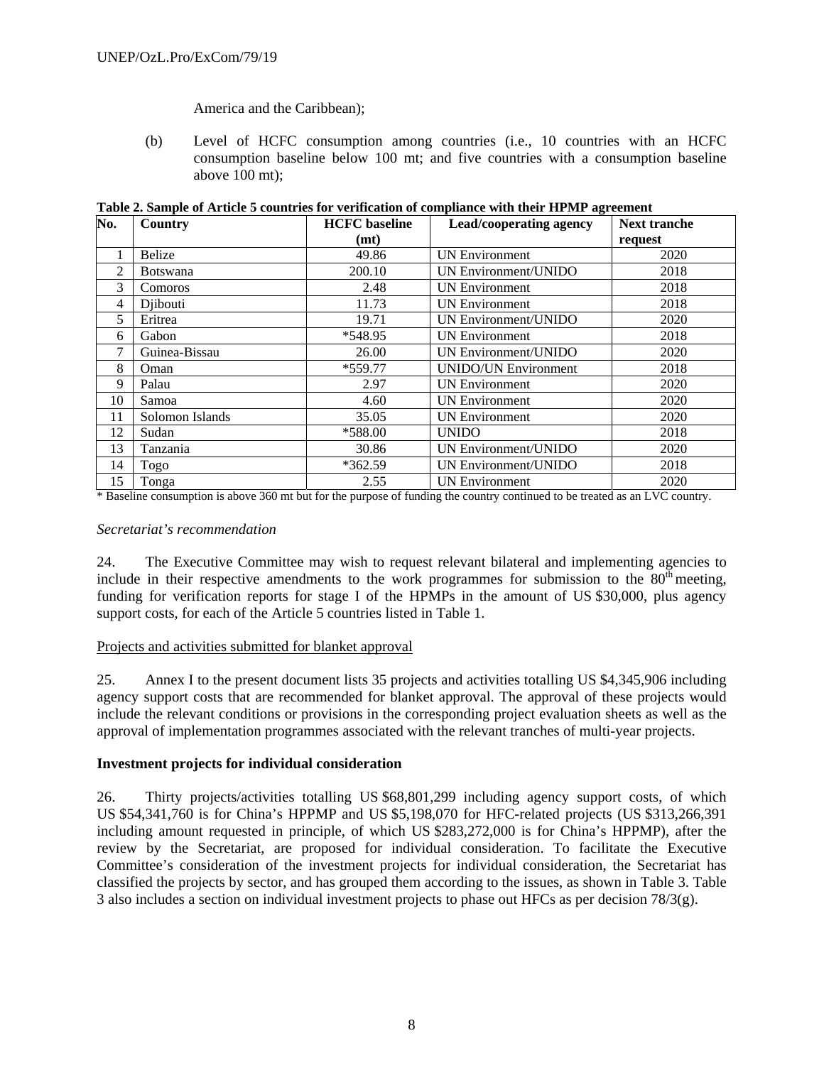America and the Caribbean);

(b) Level of HCFC consumption among countries (i.e., 10 countries with an HCFC consumption baseline below 100 mt; and five countries with a consumption baseline above 100 mt);

**Table 2. Sample of Article 5 countries for verification of compliance with their HPMP agreement**

| No. | Country | HCFC baseline (mt) | Lead/cooperating agency | Next tranche request |
|---|---|---|---|---|
| 1 | Belize | 49.86 | UN Environment | 2020 |
| 2 | Botswana | 200.10 | UN Environment/UNIDO | 2018 |
| 3 | Comoros | 2.48 | UN Environment | 2018 |
| 4 | Djibouti | 11.73 | UN Environment | 2018 |
| 5 | Eritrea | 19.71 | UN Environment/UNIDO | 2020 |
| 6 | Gabon | *548.95 | UN Environment | 2018 |
| 7 | Guinea-Bissau | 26.00 | UN Environment/UNIDO | 2020 |
| 8 | Oman | *559.77 | UNIDO/UN Environment | 2018 |
| 9 | Palau | 2.97 | UN Environment | 2020 |
| 10 | Samoa | 4.60 | UN Environment | 2020 |
| 11 | Solomon Islands | 35.05 | UN Environment | 2020 |
| 12 | Sudan | *588.00 | UNIDO | 2018 |
| 13 | Tanzania | 30.86 | UN Environment/UNIDO | 2020 |
| 14 | Togo | *362.59 | UN Environment/UNIDO | 2018 |
| 15 | Tonga | 2.55 | UN Environment | 2020 |

* Baseline consumption is above 360 mt but for the purpose of funding the country continued to be treated as an LVC country.

*Secretariat's recommendation*

24. The Executive Committee may wish to request relevant bilateral and implementing agencies to include in their respective amendments to the work programmes for submission to the 80th meeting, funding for verification reports for stage I of the HPMPs in the amount of US $30,000, plus agency support costs, for each of the Article 5 countries listed in Table 1.

Projects and activities submitted for blanket approval

25. Annex I to the present document lists 35 projects and activities totalling US $4,345,906 including agency support costs that are recommended for blanket approval. The approval of these projects would include the relevant conditions or provisions in the corresponding project evaluation sheets as well as the approval of implementation programmes associated with the relevant tranches of multi-year projects.

**Investment projects for individual consideration**

26. Thirty projects/activities totalling US $68,801,299 including agency support costs, of which US $54,341,760 is for China's HPPMP and US $5,198,070 for HFC-related projects (US $313,266,391 including amount requested in principle, of which US $283,272,000 is for China's HPPMP), after the review by the Secretariat, are proposed for individual consideration. To facilitate the Executive Committee's consideration of the investment projects for individual consideration, the Secretariat has classified the projects by sector, and has grouped them according to the issues, as shown in Table 3. Table 3 also includes a section on individual investment projects to phase out HFCs as per decision 78/3(g).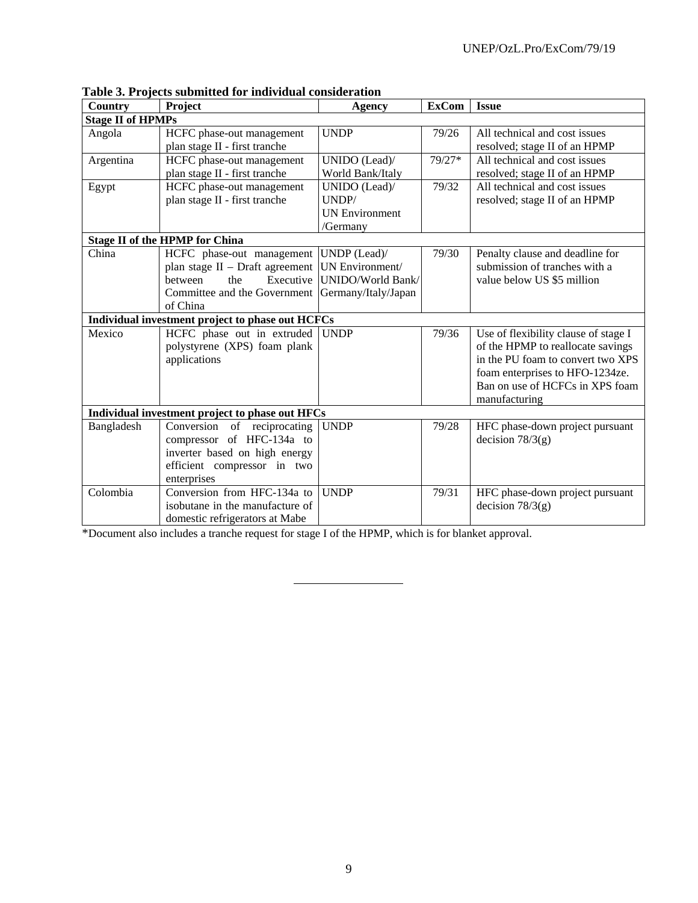**Table 3. Projects submitted for individual consideration**

| Country | Project | Agency | ExCom | Issue |
|---|---|---|---|---|
| **Stage II of HPMPs** | | | | |
| Angola | HCFC phase-out management plan stage II - first tranche | UNDP | 79/26 | All technical and cost issues resolved; stage II of an HPMP |
| Argentina | HCFC phase-out management plan stage II - first tranche | UNIDO (Lead)/ World Bank/Italy | 79/27* | All technical and cost issues resolved; stage II of an HPMP |
| Egypt | HCFC phase-out management plan stage II - first tranche | UNIDO (Lead)/ UNDP/ UN Environment /Germany | 79/32 | All technical and cost issues resolved; stage II of an HPMP |
| **Stage II of the HPMP for China** | | | | |
| China | HCFC phase-out management plan stage II – Draft agreement between the Executive Committee and the Government of China | UNDP (Lead)/ UN Environment/ UNIDO/World Bank/ Germany/Italy/Japan | 79/30 | Penalty clause and deadline for submission of tranches with a value below US $5 million |
| **Individual investment project to phase out HCFCs** | | | | |
| Mexico | HCFC phase out in extruded polystyrene (XPS) foam plank applications | UNDP | 79/36 | Use of flexibility clause of stage I of the HPMP to reallocate savings in the PU foam to convert two XPS foam enterprises to HFO-1234ze. Ban on use of HCFCs in XPS foam manufacturing |
| **Individual investment project to phase out HFCs** | | | | |
| Bangladesh | Conversion of reciprocating compressor of HFC-134a to inverter based on high energy efficient compressor in two enterprises | UNDP | 79/28 | HFC phase-down project pursuant decision 78/3(g) |
| Colombia | Conversion from HFC-134a to isobutane in the manufacture of domestic refrigerators at Mabe | UNDP | 79/31 | HFC phase-down project pursuant decision 78/3(g) |

*Document also includes a tranche request for stage I of the HPMP, which is for blanket approval.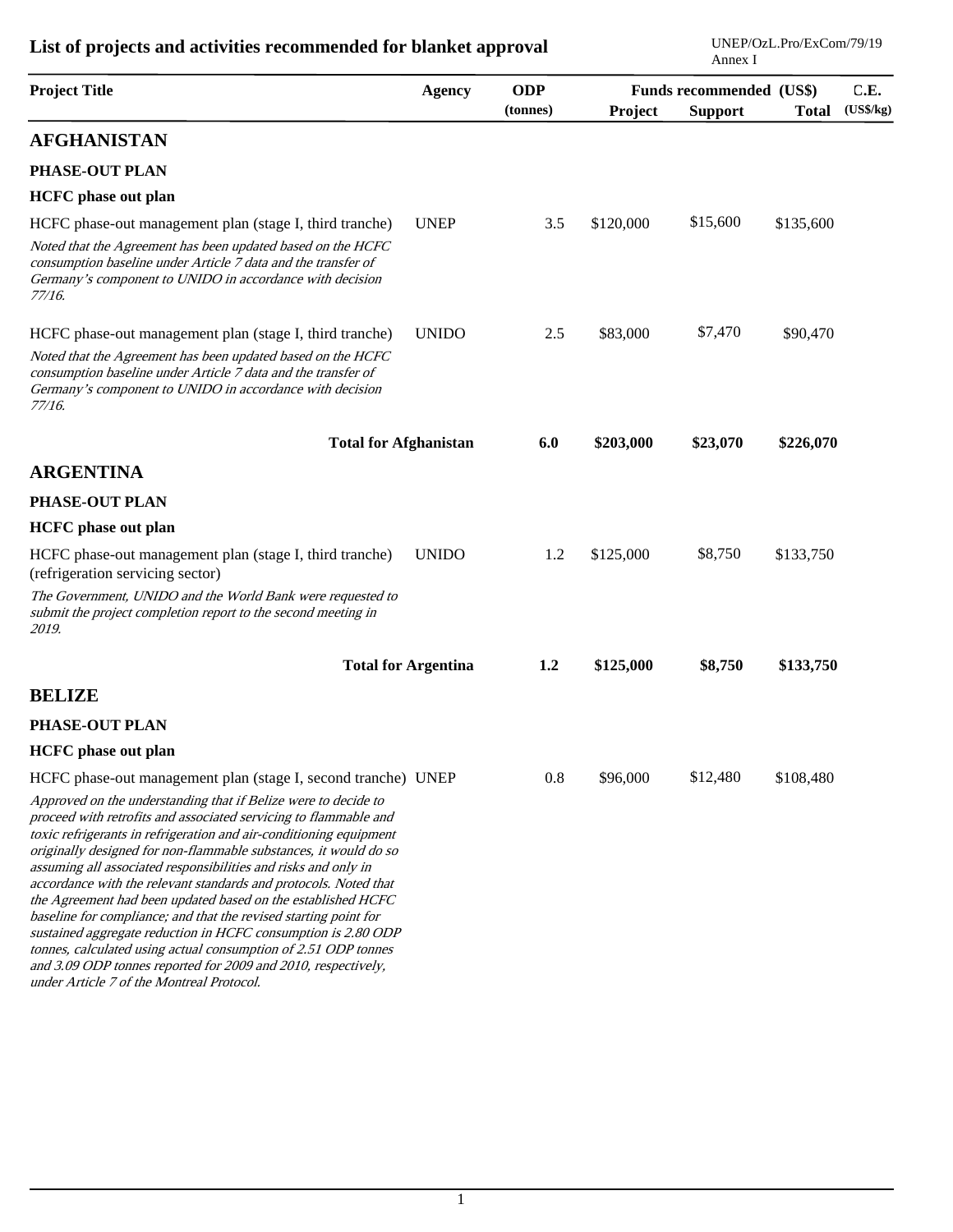# List of projects and activities recommended for blanket approval

UNEP/OzL.Pro/ExCom/79/19
Annex I

| Project Title | Agency | ODP (tonnes) | Funds recommended (US$) Project | Support | Total | C.E. (US$/kg) |
|---|---|---|---|---|---|---|
| **AFGHANISTAN** | | | | | | |
| **PHASE-OUT PLAN** | | | | | | |
| **HCFC phase out plan** | | | | | | |
| HCFC phase-out management plan (stage I, third tranche) | UNEP | 3.5 | $120,000 | $15,600 | $135,600 | |
| *Noted that the Agreement has been updated based on the HCFC consumption baseline under Article 7 data and the transfer of Germany's component to UNIDO in accordance with decision 77/16.* | | | | | | |
| HCFC phase-out management plan (stage I, third tranche) | UNIDO | 2.5 | $83,000 | $7,470 | $90,470 | |
| *Noted that the Agreement has been updated based on the HCFC consumption baseline under Article 7 data and the transfer of Germany's component to UNIDO in accordance with decision 77/16.* | | | | | | |
| **Total for Afghanistan** | | **6.0** | **$203,000** | **$23,070** | **$226,070** | |
| **ARGENTINA** | | | | | | |
| **PHASE-OUT PLAN** | | | | | | |
| **HCFC phase out plan** | | | | | | |
| HCFC phase-out management plan (stage I, third tranche) (refrigeration servicing sector) | UNIDO | 1.2 | $125,000 | $8,750 | $133,750 | |
| *The Government, UNIDO and the World Bank were requested to submit the project completion report to the second meeting in 2019.* | | | | | | |
| **Total for Argentina** | | **1.2** | **$125,000** | **$8,750** | **$133,750** | |
| **BELIZE** | | | | | | |
| **PHASE-OUT PLAN** | | | | | | |
| **HCFC phase out plan** | | | | | | |
| HCFC phase-out management plan (stage I, second tranche) | UNEP | 0.8 | $96,000 | $12,480 | $108,480 | |
| *Approved on the understanding that if Belize were to decide to proceed with retrofits and associated servicing to flammable and toxic refrigerants in refrigeration and air-conditioning equipment originally designed for non-flammable substances, it would do so assuming all associated responsibilities and risks and only in accordance with the relevant standards and protocols. Noted that the Agreement had been updated based on the established HCFC baseline for compliance; and that the revised starting point for sustained aggregate reduction in HCFC consumption is 2.80 ODP tonnes, calculated using actual consumption of 2.51 ODP tonnes and 3.09 ODP tonnes reported for 2009 and 2010, respectively, under Article 7 of the Montreal Protocol.* | | | | | | |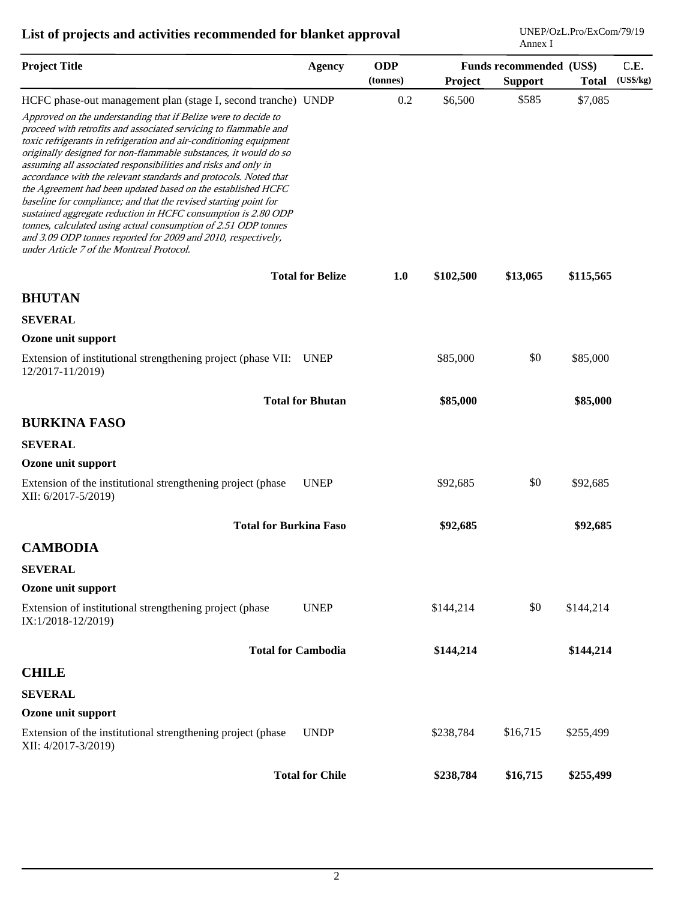# List of projects and activities recommended for blanket approval

| Project Title | Agency | ODP (tonnes) | Funds recommended (US$) Project | Support | Total | C.E. (US$/kg) |
|---|---|---|---|---|---|---|
| HCFC phase-out management plan (stage I, second tranche) | UNDP | 0.2 | $6,500 | $585 | $7,085 | |
| *Approved on the understanding that if Belize were to decide to proceed with retrofits and associated servicing to flammable and toxic refrigerants in refrigeration and air-conditioning equipment originally designed for non-flammable substances, it would do so assuming all associated responsibilities and risks and only in accordance with the relevant standards and protocols. Noted that the Agreement had been updated based on the established HCFC baseline for compliance; and that the revised starting point for sustained aggregate reduction in HCFC consumption is 2.80 ODP tonnes, calculated using actual consumption of 2.51 ODP tonnes and 3.09 ODP tonnes reported for 2009 and 2010, respectively, under Article 7 of the Montreal Protocol.* | | | | | | |
| | **Total for Belize** | **1.0** | **$102,500** | **$13,065** | **$115,565** | |
| **BHUTAN** | | | | | | |
| **SEVERAL** | | | | | | |
| **Ozone unit support** | | | | | | |
| Extension of institutional strengthening project (phase VII: 12/2017-11/2019) | UNEP | | $85,000 | $0 | $85,000 | |
| | **Total for Bhutan** | | **$85,000** | | **$85,000** | |
| **BURKINA FASO** | | | | | | |
| **SEVERAL** | | | | | | |
| **Ozone unit support** | | | | | | |
| Extension of the institutional strengthening project (phase XII: 6/2017-5/2019) | UNEP | | $92,685 | $0 | $92,685 | |
| | **Total for Burkina Faso** | | **$92,685** | | **$92,685** | |
| **CAMBODIA** | | | | | | |
| **SEVERAL** | | | | | | |
| **Ozone unit support** | | | | | | |
| Extension of institutional strengthening project (phase IX:1/2018-12/2019) | UNEP | | $144,214 | $0 | $144,214 | |
| | **Total for Cambodia** | | **$144,214** | | **$144,214** | |
| **CHILE** | | | | | | |
| **SEVERAL** | | | | | | |
| **Ozone unit support** | | | | | | |
| Extension of the institutional strengthening project (phase XII: 4/2017-3/2019) | UNDP | | $238,784 | $16,715 | $255,499 | |
| | **Total for Chile** | | **$238,784** | **$16,715** | **$255,499** | |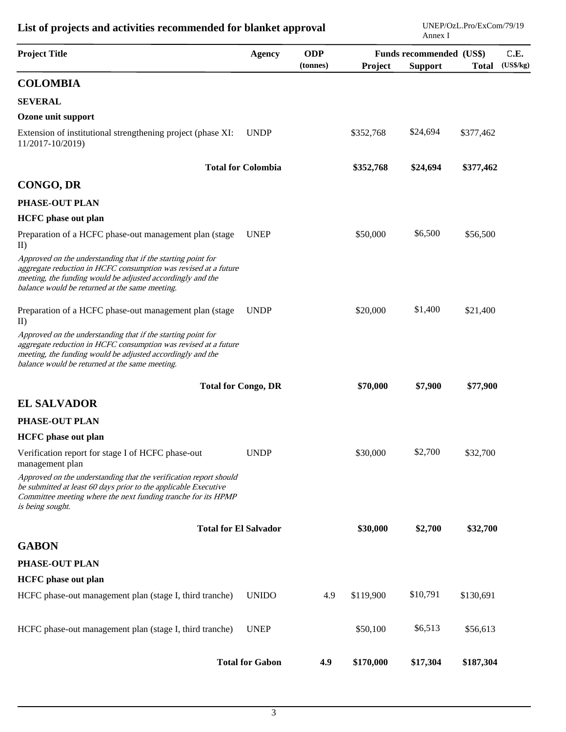# List of projects and activities recommended for blanket approval

| Project Title | Agency | ODP (tonnes) | Funds recommended (US$) Project | Support | Total | C.E. (US$/kg) |
|---|---|---|---|---|---|---|
| **COLOMBIA** | | | | | | |
| **SEVERAL** | | | | | | |
| **Ozone unit support** | | | | | | |
| Extension of institutional strengthening project (phase XI: 11/2017-10/2019) | UNDP | | $352,768 | $24,694 | $377,462 | |
| **Total for Colombia** | | | **$352,768** | **$24,694** | **$377,462** | |
| **CONGO, DR** | | | | | | |
| **PHASE-OUT PLAN** | | | | | | |
| **HCFC phase out plan** | | | | | | |
| Preparation of a HCFC phase-out management plan (stage II) | UNEP | | $50,000 | $6,500 | $56,500 | |
| *Approved on the understanding that if the starting point for aggregate reduction in HCFC consumption was revised at a future meeting, the funding would be adjusted accordingly and the balance would be returned at the same meeting.* | | | | | | |
| Preparation of a HCFC phase-out management plan (stage II) | UNDP | | $20,000 | $1,400 | $21,400 | |
| *Approved on the understanding that if the starting point for aggregate reduction in HCFC consumption was revised at a future meeting, the funding would be adjusted accordingly and the balance would be returned at the same meeting.* | | | | | | |
| **Total for Congo, DR** | | | **$70,000** | **$7,900** | **$77,900** | |
| **EL SALVADOR** | | | | | | |
| **PHASE-OUT PLAN** | | | | | | |
| **HCFC phase out plan** | | | | | | |
| Verification report for stage I of HCFC phase-out management plan | UNDP | | $30,000 | $2,700 | $32,700 | |
| *Approved on the understanding that the verification report should be submitted at least 60 days prior to the applicable Executive Committee meeting where the next funding tranche for its HPMP is being sought.* | | | | | | |
| **Total for El Salvador** | | | **$30,000** | **$2,700** | **$32,700** | |
| **GABON** | | | | | | |
| **PHASE-OUT PLAN** | | | | | | |
| **HCFC phase out plan** | | | | | | |
| HCFC phase-out management plan (stage I, third tranche) | UNIDO | 4.9 | $119,900 | $10,791 | $130,691 | |
| HCFC phase-out management plan (stage I, third tranche) | UNEP | | $50,100 | $6,513 | $56,613 | |
| **Total for Gabon** | | **4.9** | **$170,000** | **$17,304** | **$187,304** | |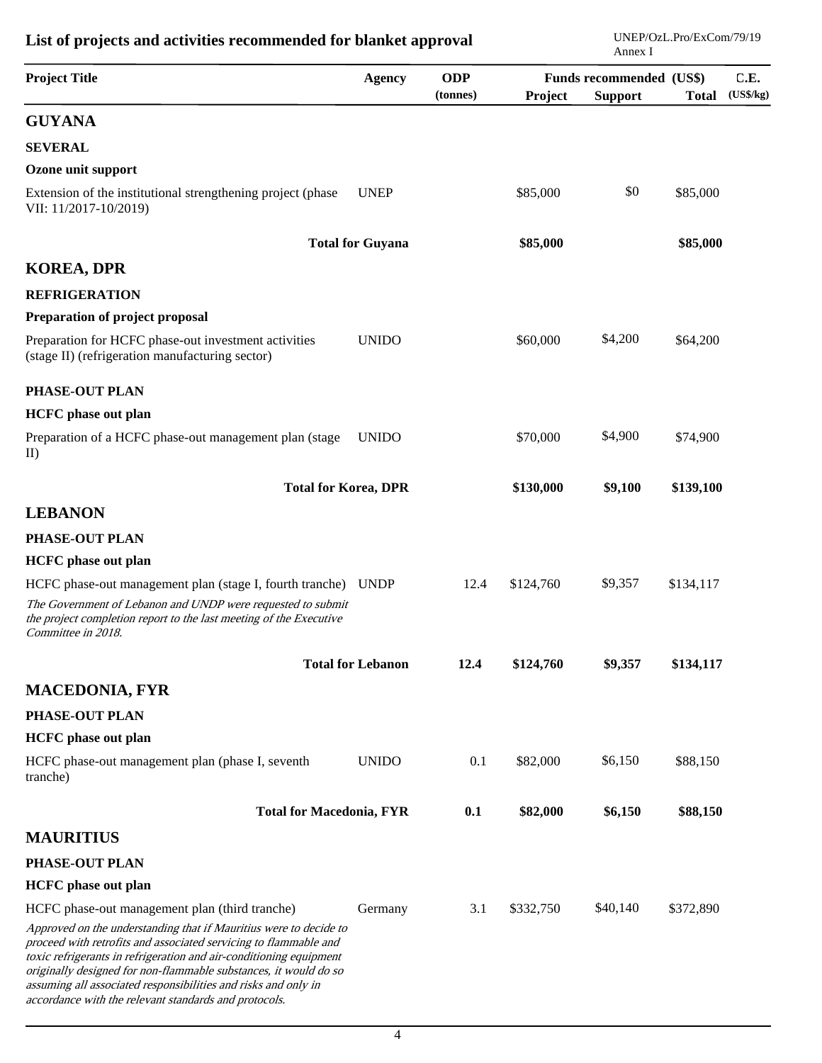## List of projects and activities recommended for blanket approval

| Project Title | Agency | ODP (tonnes) | Funds recommended (US$) Project | Support | Total | C.E. (US$/kg) |
|---|---|---|---|---|---|---|
| **GUYANA** | | | | | | |
| **SEVERAL** | | | | | | |
| **Ozone unit support** | | | | | | |
| Extension of the institutional strengthening project (phase VII: 11/2017-10/2019) | UNEP | | $85,000 | $0 | $85,000 | |
| **Total for Guyana** | | | **$85,000** | | **$85,000** | |
| **KOREA, DPR** | | | | | | |
| **REFRIGERATION** | | | | | | |
| **Preparation of project proposal** | | | | | | |
| Preparation for HCFC phase-out investment activities (stage II) (refrigeration manufacturing sector) | UNIDO | | $60,000 | $4,200 | $64,200 | |
| **PHASE-OUT PLAN** | | | | | | |
| **HCFC phase out plan** | | | | | | |
| Preparation of a HCFC phase-out management plan (stage II) | UNIDO | | $70,000 | $4,900 | $74,900 | |
| **Total for Korea, DPR** | | | **$130,000** | **$9,100** | **$139,100** | |
| **LEBANON** | | | | | | |
| **PHASE-OUT PLAN** | | | | | | |
| **HCFC phase out plan** | | | | | | |
| HCFC phase-out management plan (stage I, fourth tranche) | UNDP | 12.4 | $124,760 | $9,357 | $134,117 | |
| *The Government of Lebanon and UNDP were requested to submit the project completion report to the last meeting of the Executive Committee in 2018.* | | | | | | |
| **Total for Lebanon** | | **12.4** | **$124,760** | **$9,357** | **$134,117** | |
| **MACEDONIA, FYR** | | | | | | |
| **PHASE-OUT PLAN** | | | | | | |
| **HCFC phase out plan** | | | | | | |
| HCFC phase-out management plan (phase I, seventh tranche) | UNIDO | 0.1 | $82,000 | $6,150 | $88,150 | |
| **Total for Macedonia, FYR** | | **0.1** | **$82,000** | **$6,150** | **$88,150** | |
| **MAURITIUS** | | | | | | |
| **PHASE-OUT PLAN** | | | | | | |
| **HCFC phase out plan** | | | | | | |
| HCFC phase-out management plan (third tranche) | Germany | 3.1 | $332,750 | $40,140 | $372,890 | |
| *Approved on the understanding that if Mauritius were to decide to proceed with retrofits and associated servicing to flammable and toxic refrigerants in refrigeration and air-conditioning equipment originally designed for non-flammable substances, it would do so assuming all associated responsibilities and risks and only in accordance with the relevant standards and protocols.* | | | | | | |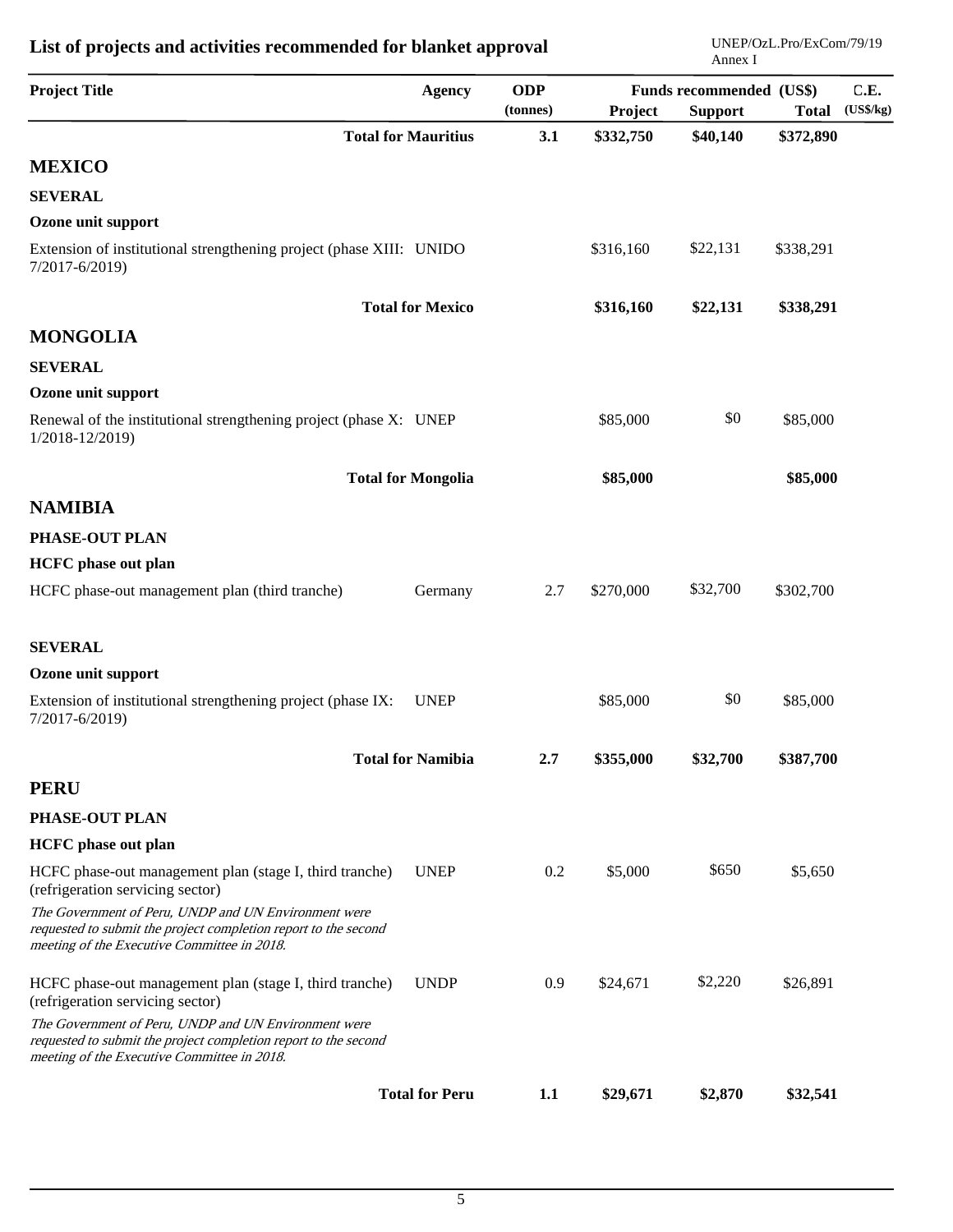## List of projects and activities recommended for blanket approval

| Project Title | Agency | ODP (tonnes) | Funds recommended (US$) Project | Support | Total | C.E. (US$/kg) |
|---|---|---|---|---|---|---|
| **Total for Mauritius** | | **3.1** | **$332,750** | **$40,140** | **$372,890** | |
| **MEXICO** | | | | | | |
| **SEVERAL** | | | | | | |
| **Ozone unit support** | | | | | | |
| Extension of institutional strengthening project (phase XIII: 7/2017-6/2019) | UNIDO | | $316,160 | $22,131 | $338,291 | |
| **Total for Mexico** | | | **$316,160** | **$22,131** | **$338,291** | |
| **MONGOLIA** | | | | | | |
| **SEVERAL** | | | | | | |
| **Ozone unit support** | | | | | | |
| Renewal of the institutional strengthening project (phase X: 1/2018-12/2019) | UNEP | | $85,000 | $0 | $85,000 | |
| **Total for Mongolia** | | | **$85,000** | | **$85,000** | |
| **NAMIBIA** | | | | | | |
| **PHASE-OUT PLAN** | | | | | | |
| **HCFC phase out plan** | | | | | | |
| HCFC phase-out management plan (third tranche) | Germany | 2.7 | $270,000 | $32,700 | $302,700 | |
| **SEVERAL** | | | | | | |
| **Ozone unit support** | | | | | | |
| Extension of institutional strengthening project (phase IX: 7/2017-6/2019) | UNEP | | $85,000 | $0 | $85,000 | |
| **Total for Namibia** | | **2.7** | **$355,000** | **$32,700** | **$387,700** | |
| **PERU** | | | | | | |
| **PHASE-OUT PLAN** | | | | | | |
| **HCFC phase out plan** | | | | | | |
| HCFC phase-out management plan (stage I, third tranche) (refrigeration servicing sector) | UNEP | 0.2 | $5,000 | $650 | $5,650 | |
| *The Government of Peru, UNDP and UN Environment were requested to submit the project completion report to the second meeting of the Executive Committee in 2018.* | | | | | | |
| HCFC phase-out management plan (stage I, third tranche) (refrigeration servicing sector) | UNDP | 0.9 | $24,671 | $2,220 | $26,891 | |
| *The Government of Peru, UNDP and UN Environment were requested to submit the project completion report to the second meeting of the Executive Committee in 2018.* | | | | | | |
| **Total for Peru** | | **1.1** | **$29,671** | **$2,870** | **$32,541** | |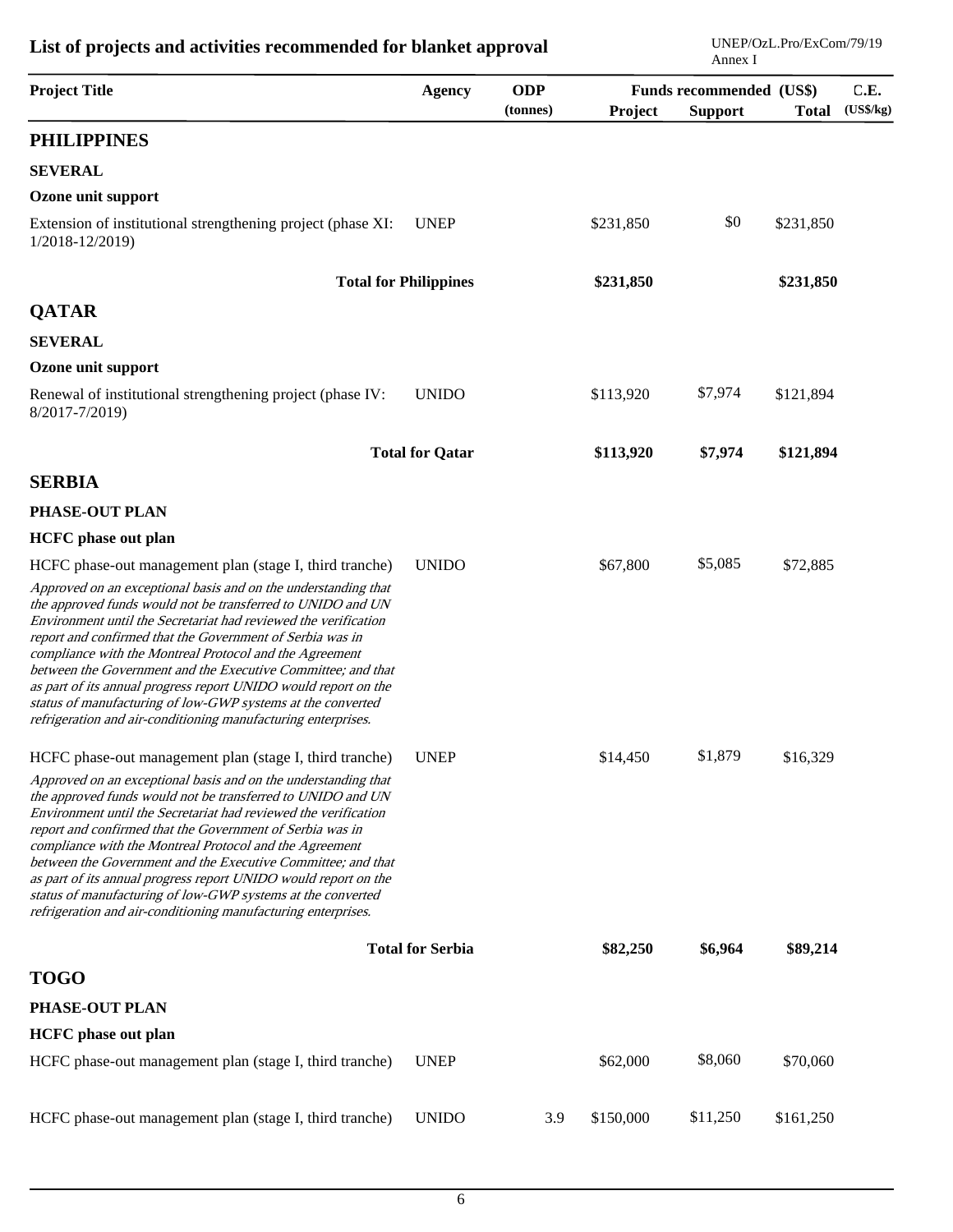# List of projects and activities recommended for blanket approval

UNEP/OzL.Pro/ExCom/79/19
Annex I

| Project Title | Agency | ODP (tonnes) | Funds recommended (US$) Project | Support | Total | C.E. (US$/kg) |
|---|---|---|---|---|---|---|
| **PHILIPPINES** | | | | | | |
| **SEVERAL** | | | | | | |
| **Ozone unit support** | | | | | | |
| Extension of institutional strengthening project (phase XI: 1/2018-12/2019) | UNEP | | $231,850 | $0 | $231,850 | |
| **Total for Philippines** | | | **$231,850** | | **$231,850** | |
| **QATAR** | | | | | | |
| **SEVERAL** | | | | | | |
| **Ozone unit support** | | | | | | |
| Renewal of institutional strengthening project (phase IV: 8/2017-7/2019) | UNIDO | | $113,920 | $7,974 | $121,894 | |
| **Total for Qatar** | | | **$113,920** | **$7,974** | **$121,894** | |
| **SERBIA** | | | | | | |
| **PHASE-OUT PLAN** | | | | | | |
| **HCFC phase out plan** | | | | | | |
| HCFC phase-out management plan (stage I, third tranche) | UNIDO | | $67,800 | $5,085 | $72,885 | |
| *Approved on an exceptional basis and on the understanding that the approved funds would not be transferred to UNIDO and UN Environment until the Secretariat had reviewed the verification report and confirmed that the Government of Serbia was in compliance with the Montreal Protocol and the Agreement between the Government and the Executive Committee; and that as part of its annual progress report UNIDO would report on the status of manufacturing of low-GWP systems at the converted refrigeration and air-conditioning manufacturing enterprises.* | | | | | | |
| HCFC phase-out management plan (stage I, third tranche) | UNEP | | $14,450 | $1,879 | $16,329 | |
| *Approved on an exceptional basis and on the understanding that the approved funds would not be transferred to UNIDO and UN Environment until the Secretariat had reviewed the verification report and confirmed that the Government of Serbia was in compliance with the Montreal Protocol and the Agreement between the Government and the Executive Committee; and that as part of its annual progress report UNIDO would report on the status of manufacturing of low-GWP systems at the converted refrigeration and air-conditioning manufacturing enterprises.* | | | | | | |
| **Total for Serbia** | | | **$82,250** | **$6,964** | **$89,214** | |
| **TOGO** | | | | | | |
| **PHASE-OUT PLAN** | | | | | | |
| **HCFC phase out plan** | | | | | | |
| HCFC phase-out management plan (stage I, third tranche) | UNEP | | $62,000 | $8,060 | $70,060 | |
| HCFC phase-out management plan (stage I, third tranche) | UNIDO | 3.9 | $150,000 | $11,250 | $161,250 | |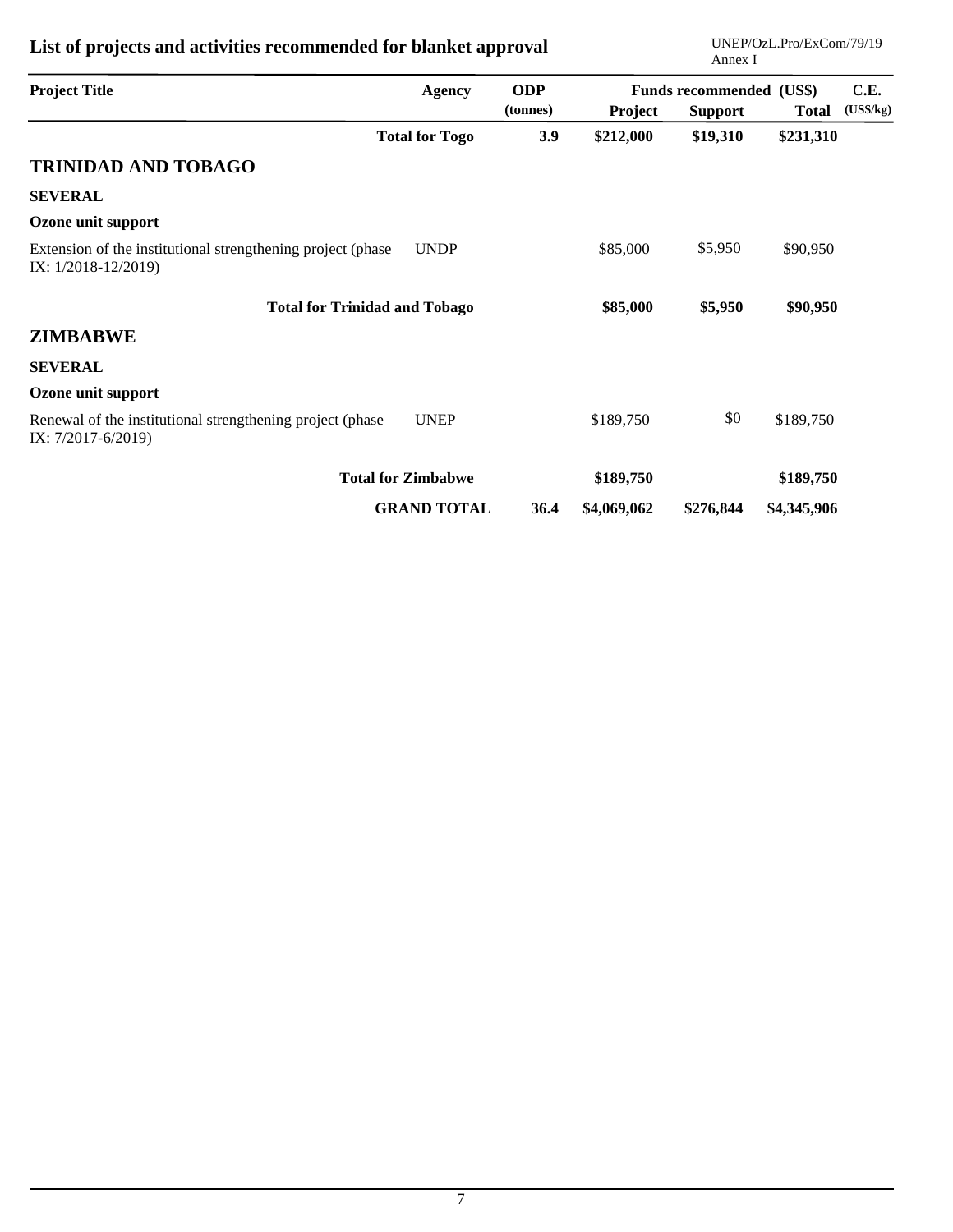## List of projects and activities recommended for blanket approval

| Project Title | Agency | ODP (tonnes) | Funds recommended (US$) Project | Support | Total | C.E. (US$/kg) |
|---|---|---|---|---|---|---|
| **Total for Togo** | | **3.9** | **$212,000** | **$19,310** | **$231,310** | |
| **TRINIDAD AND TOBAGO** | | | | | | |
| **SEVERAL** | | | | | | |
| **Ozone unit support** | | | | | | |
| Extension of the institutional strengthening project (phase IX: 1/2018-12/2019) | UNDP | | $85,000 | $5,950 | $90,950 | |
| **Total for Trinidad and Tobago** | | | **$85,000** | **$5,950** | **$90,950** | |
| **ZIMBABWE** | | | | | | |
| **SEVERAL** | | | | | | |
| **Ozone unit support** | | | | | | |
| Renewal of the institutional strengthening project (phase IX: 7/2017-6/2019) | UNEP | | $189,750 | $0 | $189,750 | |
| **Total for Zimbabwe** | | | **$189,750** | | **$189,750** | |
| **GRAND TOTAL** | | **36.4** | **$4,069,062** | **$276,844** | **$4,345,906** | |